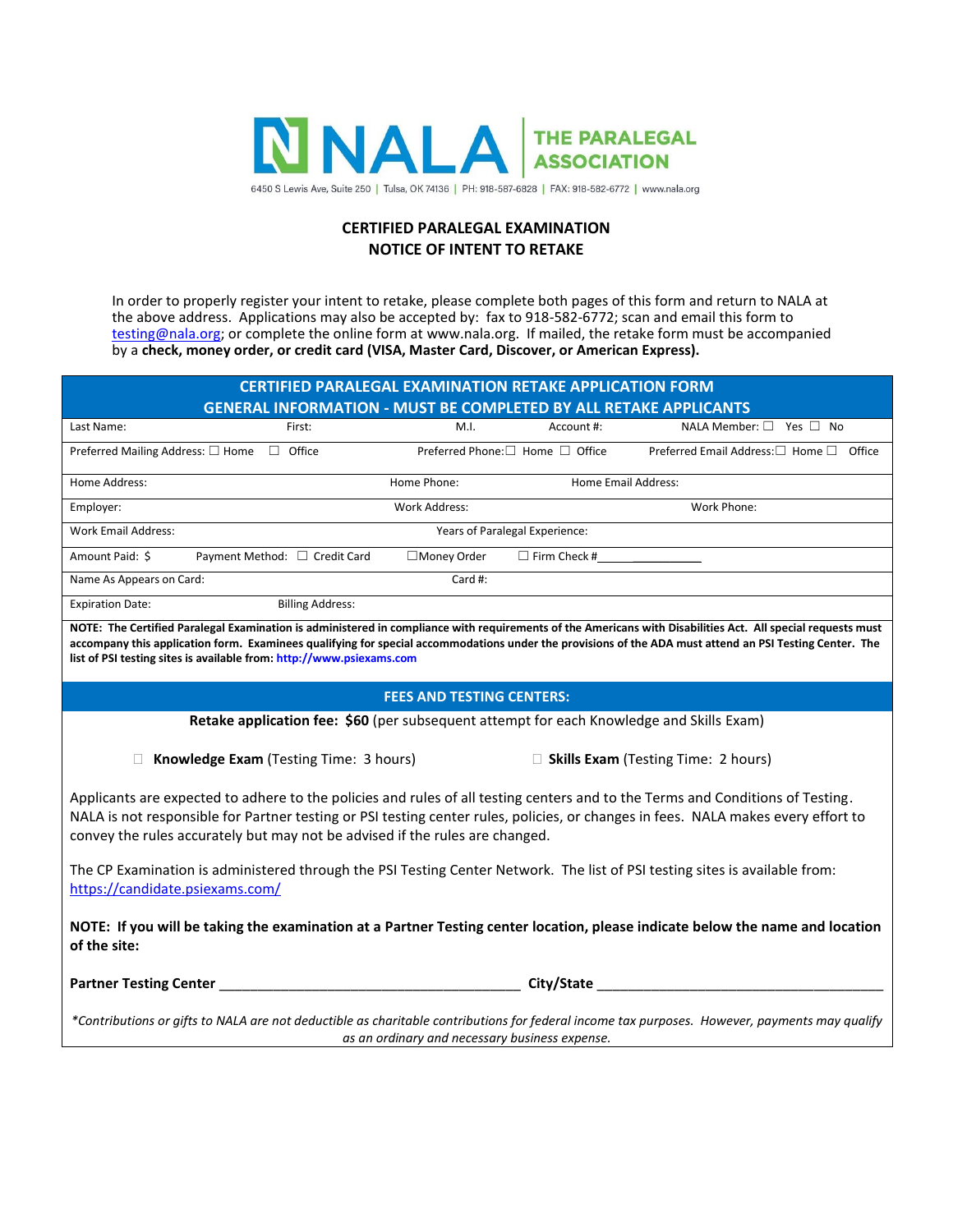NALA THE PARALEGAL ASSOCIATION

6450 S Lewis Ave, Suite 250 | Tulsa, OK 74136 | PH: 918-587-6828 | FAX: 918-582-6772 | www.nala.org

## CERTIFIED PARALEGAL EXAMINATION
## NOTICE OF INTENT TO RETAKE

In order to properly register your intent to retake, please complete both pages of this form and return to NALA at the above address. Applications may also be accepted by: fax to 918-582-6772; scan and email this form to testing@nala.org; or complete the online form at www.nala.org. If mailed, the retake form must be accompanied by a **check, money order, or credit card (VISA, Master Card, Discover, or American Express).**

### CERTIFIED PARALEGAL EXAMINATION RETAKE APPLICATION FORM
### GENERAL INFORMATION - MUST BE COMPLETED BY ALL RETAKE APPLICANTS

| | | | | |
|---|---|---|---|---|
| Last Name: | First: | M.I. | Account #: | NALA Member: ☐ Yes ☐ No |
| Preferred Mailing Address: ☐ Home ☐ Office | | Preferred Phone: ☐ Home ☐ Office | | Preferred Email Address: ☐ Home ☐ Office |
| Home Address: | | Home Phone: | Home Email Address: | |
| Employer: | | Work Address: | | Work Phone: |
| Work Email Address: | | Years of Paralegal Experience: | | |
| Amount Paid: $ | Payment Method: ☐ Credit Card | ☐Money Order | ☐ Firm Check #____________ | |
| Name As Appears on Card: | | Card #: | | |
| Expiration Date: | Billing Address: | | | |

**NOTE: The Certified Paralegal Examination is administered in compliance with requirements of the Americans with Disabilities Act. All special requests must accompany this application form. Examinees qualifying for special accommodations under the provisions of the ADA must attend an PSI Testing Center. The list of PSI testing sites is available from: http://www.psiexams.com**

### FEES AND TESTING CENTERS:

**Retake application fee: $60** (per subsequent attempt for each Knowledge and Skills Exam)

☐ **Knowledge Exam** (Testing Time: 3 hours) ☐ **Skills Exam** (Testing Time: 2 hours)

Applicants are expected to adhere to the policies and rules of all testing centers and to the Terms and Conditions of Testing. NALA is not responsible for Partner testing or PSI testing center rules, policies, or changes in fees. NALA makes every effort to convey the rules accurately but may not be advised if the rules are changed.

The CP Examination is administered through the PSI Testing Center Network. The list of PSI testing sites is available from: https://candidate.psiexams.com/

**NOTE: If you will be taking the examination at a Partner Testing center location, please indicate below the name and location of the site:**

**Partner Testing Center** ________________________________________ **City/State** ______________________________________

*\*Contributions or gifts to NALA are not deductible as charitable contributions for federal income tax purposes. However, payments may qualify as an ordinary and necessary business expense.*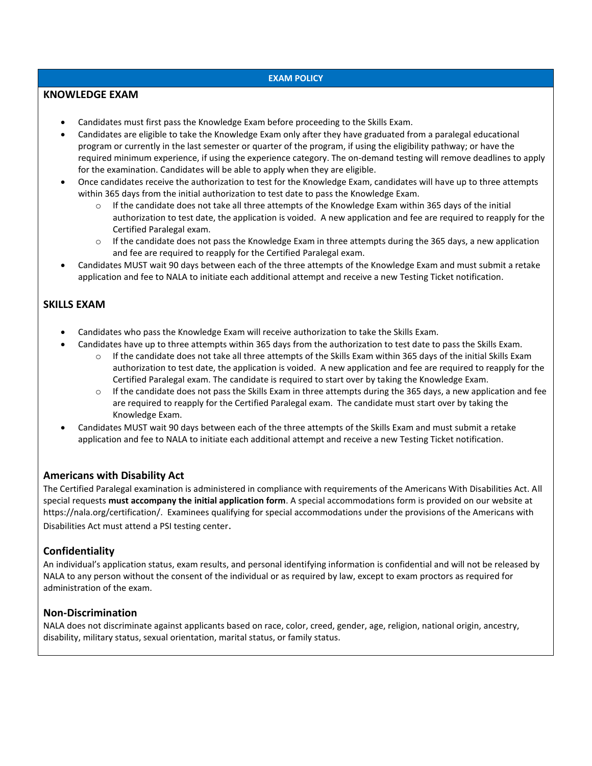## EXAM POLICY

### KNOWLEDGE EXAM

- Candidates must first pass the Knowledge Exam before proceeding to the Skills Exam.
- Candidates are eligible to take the Knowledge Exam only after they have graduated from a paralegal educational program or currently in the last semester or quarter of the program, if using the eligibility pathway; or have the required minimum experience, if using the experience category. The on-demand testing will remove deadlines to apply for the examination. Candidates will be able to apply when they are eligible.
- Once candidates receive the authorization to test for the Knowledge Exam, candidates will have up to three attempts within 365 days from the initial authorization to test date to pass the Knowledge Exam.
  - If the candidate does not take all three attempts of the Knowledge Exam within 365 days of the initial authorization to test date, the application is voided. A new application and fee are required to reapply for the Certified Paralegal exam.
  - If the candidate does not pass the Knowledge Exam in three attempts during the 365 days, a new application and fee are required to reapply for the Certified Paralegal exam.
- Candidates MUST wait 90 days between each of the three attempts of the Knowledge Exam and must submit a retake application and fee to NALA to initiate each additional attempt and receive a new Testing Ticket notification.

### SKILLS EXAM

- Candidates who pass the Knowledge Exam will receive authorization to take the Skills Exam.
- Candidates have up to three attempts within 365 days from the authorization to test date to pass the Skills Exam.
  - If the candidate does not take all three attempts of the Skills Exam within 365 days of the initial Skills Exam authorization to test date, the application is voided. A new application and fee are required to reapply for the Certified Paralegal exam. The candidate is required to start over by taking the Knowledge Exam.
  - If the candidate does not pass the Skills Exam in three attempts during the 365 days, a new application and fee are required to reapply for the Certified Paralegal exam. The candidate must start over by taking the Knowledge Exam.
- Candidates MUST wait 90 days between each of the three attempts of the Skills Exam and must submit a retake application and fee to NALA to initiate each additional attempt and receive a new Testing Ticket notification.

### Americans with Disability Act

The Certified Paralegal examination is administered in compliance with requirements of the Americans With Disabilities Act. All special requests **must accompany the initial application form**. A special accommodations form is provided on our website at https://nala.org/certification/. Examinees qualifying for special accommodations under the provisions of the Americans with Disabilities Act must attend a PSI testing center.

### Confidentiality

An individual's application status, exam results, and personal identifying information is confidential and will not be released by NALA to any person without the consent of the individual or as required by law, except to exam proctors as required for administration of the exam.

### Non-Discrimination

NALA does not discriminate against applicants based on race, color, creed, gender, age, religion, national origin, ancestry, disability, military status, sexual orientation, marital status, or family status.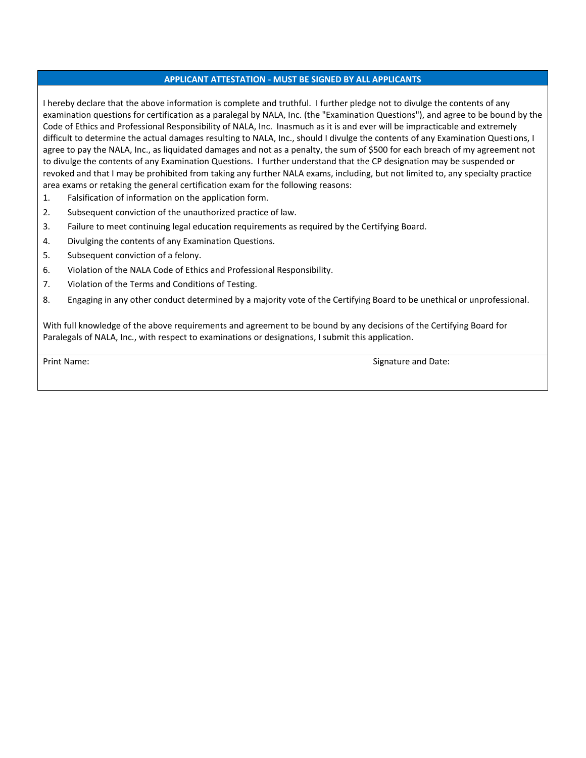## APPLICANT ATTESTATION - MUST BE SIGNED BY ALL APPLICANTS

I hereby declare that the above information is complete and truthful. I further pledge not to divulge the contents of any examination questions for certification as a paralegal by NALA, Inc. (the "Examination Questions"), and agree to be bound by the Code of Ethics and Professional Responsibility of NALA, Inc. Inasmuch as it is and ever will be impracticable and extremely difficult to determine the actual damages resulting to NALA, Inc., should I divulge the contents of any Examination Questions, I agree to pay the NALA, Inc., as liquidated damages and not as a penalty, the sum of $500 for each breach of my agreement not to divulge the contents of any Examination Questions. I further understand that the CP designation may be suspended or revoked and that I may be prohibited from taking any further NALA exams, including, but not limited to, any specialty practice area exams or retaking the general certification exam for the following reasons:

1. Falsification of information on the application form.
2. Subsequent conviction of the unauthorized practice of law.
3. Failure to meet continuing legal education requirements as required by the Certifying Board.
4. Divulging the contents of any Examination Questions.
5. Subsequent conviction of a felony.
6. Violation of the NALA Code of Ethics and Professional Responsibility.
7. Violation of the Terms and Conditions of Testing.
8. Engaging in any other conduct determined by a majority vote of the Certifying Board to be unethical or unprofessional.

With full knowledge of the above requirements and agreement to be bound by any decisions of the Certifying Board for Paralegals of NALA, Inc., with respect to examinations or designations, I submit this application.

| Print Name: | Signature and Date: |
| --- | --- |
| | |